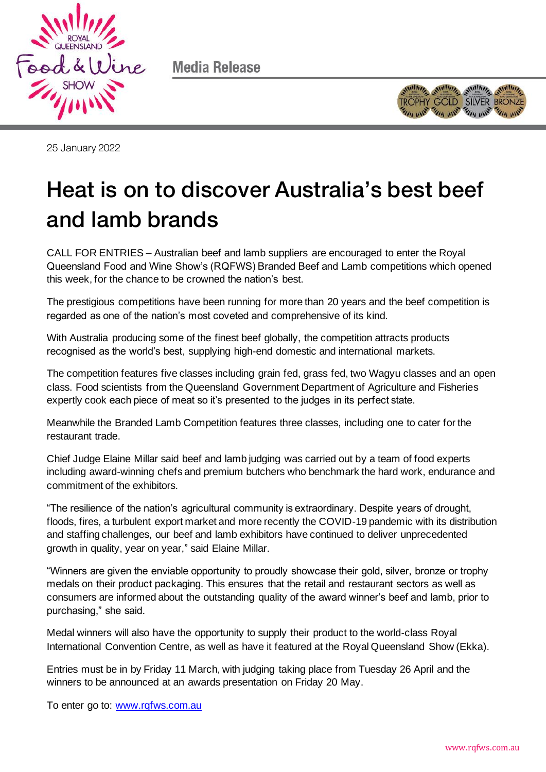Media Release

25 January 2022

# Heat is on to discover Australia's best beef and lamb brands

CALL FOR ENTRIES – Australian beef and lamb suppliers are encouraged to enter the Royal Queensland Food and Wine Show's (RQFWS) Branded Beef and Lamb competitions which opened this week, for the chance to be crowned the nation's best.

The prestigious competitions have been running for more than 20 years and the beef competition is regarded as one of the nation's most coveted and comprehensive of its kind.

With Australia producing some of the finest beef globally, the competition attracts products recognised as the world's best, supplying high-end domestic and international markets.

The competition features five classes including grain fed, grass fed, two Wagyu classes and an open class. Food scientists from the Queensland Government Department of Agriculture and Fisheries expertly cook each piece of meat so it's presented to the judges in its perfect state.

Meanwhile the Branded Lamb Competition features three classes, including one to cater for the restaurant trade.

Chief Judge Elaine Millar said beef and lamb judging was carried out by a team of food experts including award-winning chefs and premium butchers who benchmark the hard work, endurance and commitment of the exhibitors.

"The resilience of the nation's agricultural community is extraordinary. Despite years of drought, floods, fires, a turbulent export market and more recently the COVID-19 pandemic with its distribution and staffing challenges, our beef and lamb exhibitors have continued to deliver unprecedented growth in quality, year on year," said Elaine Millar.

"Winners are given the enviable opportunity to proudly showcase their gold, silver, bronze or trophy medals on their product packaging. This ensures that the retail and restaurant sectors as well as consumers are informed about the outstanding quality of the award winner's beef and lamb, prior to purchasing," she said.

Medal winners will also have the opportunity to supply their product to the world-class Royal International Convention Centre, as well as have it featured at the Royal Queensland Show (Ekka).

Entries must be in by Friday 11 March, with judging taking place from Tuesday 26 April and the winners to be announced at an awards presentation on Friday 20 May.

To enter go to: [www.rqfws.com.au](http://www.rqfws.com.au)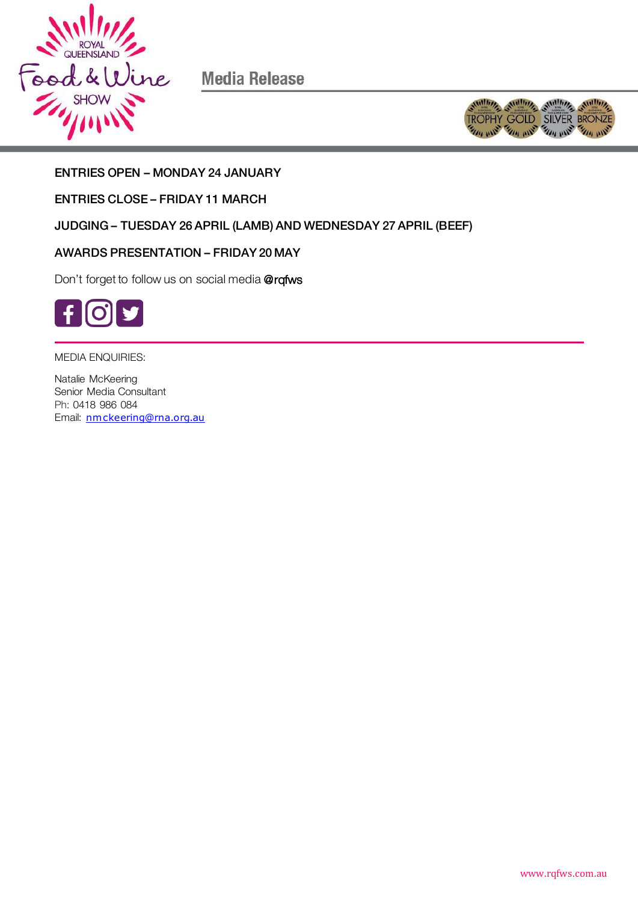**ENTRIES OPEN – MONDAY 24 JANUARY**

**ENTRIES CLOSE – FRIDAY 11 MARCH**

**JUDGING – TUESDAY 26 APRIL (LAMB) AND WEDNESDAY 27 APRIL (BEEF)**

**AWARDS PRESENTATION – FRIDAY 20 MAY**

Don't forget to follow us on social media **@rqfws**

MEDIA ENQUIRIES:

Natalie McKeering
Senior Media Consultant
Ph: 0418 986 084
Email: nmckeering@rna.org.au